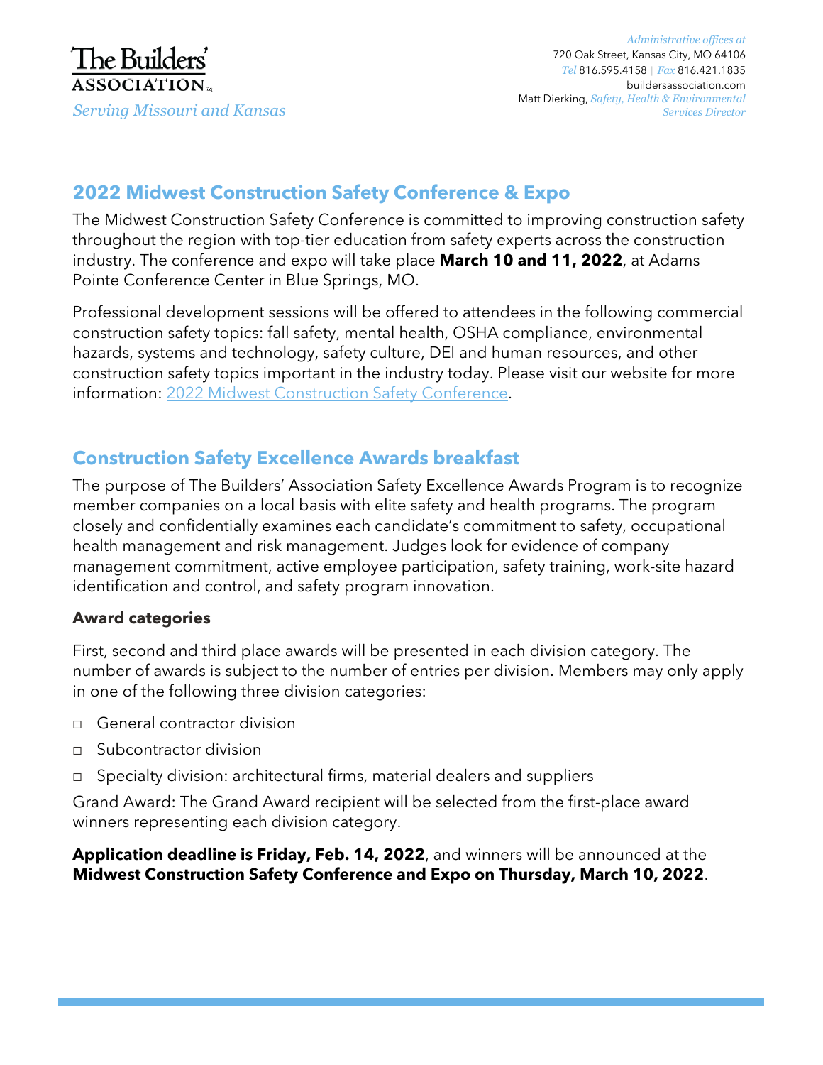The Builders' ASSOCIATION

*Serving Missouri and Kansas*

*Administrative offices at*
720 Oak Street, Kansas City, MO 64106
*Tel* 816.595.4158 | *Fax* 816.421.1835
buildersassociation.com
Matt Dierking, *Safety, Health & Environmental Services Director*

## 2022 Midwest Construction Safety Conference & Expo

The Midwest Construction Safety Conference is committed to improving construction safety throughout the region with top-tier education from safety experts across the construction industry. The conference and expo will take place **March 10 and 11, 2022**, at Adams Pointe Conference Center in Blue Springs, MO.

Professional development sessions will be offered to attendees in the following commercial construction safety topics: fall safety, mental health, OSHA compliance, environmental hazards, systems and technology, safety culture, DEI and human resources, and other construction safety topics important in the industry today. Please visit our website for more information: 2022 Midwest Construction Safety Conference.

## Construction Safety Excellence Awards breakfast

The purpose of The Builders' Association Safety Excellence Awards Program is to recognize member companies on a local basis with elite safety and health programs. The program closely and confidentially examines each candidate's commitment to safety, occupational health management and risk management. Judges look for evidence of company management commitment, active employee participation, safety training, work-site hazard identification and control, and safety program innovation.

### Award categories

First, second and third place awards will be presented in each division category. The number of awards is subject to the number of entries per division. Members may only apply in one of the following three division categories:

- ☐ General contractor division
- ☐ Subcontractor division
- ☐ Specialty division: architectural firms, material dealers and suppliers

Grand Award: The Grand Award recipient will be selected from the first-place award winners representing each division category.

**Application deadline is Friday, Feb. 14, 2022**, and winners will be announced at the **Midwest Construction Safety Conference and Expo on Thursday, March 10, 2022**.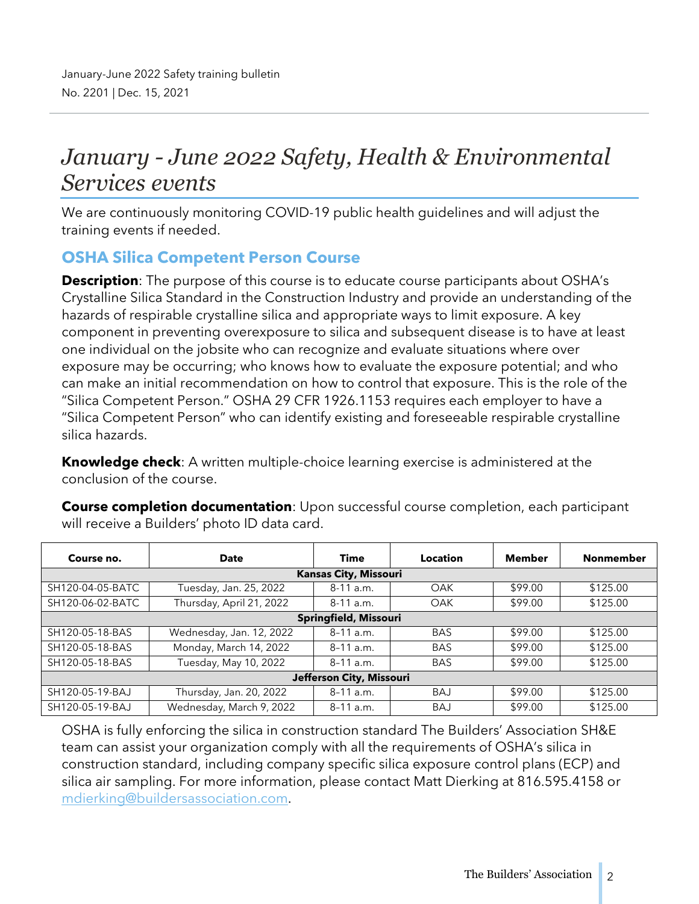January-June 2022 Safety training bulletin
No. 2201 | Dec. 15, 2021

# *January - June 2022 Safety, Health & Environmental Services events*

We are continuously monitoring COVID-19 public health guidelines and will adjust the training events if needed.

## OSHA Silica Competent Person Course

**Description**: The purpose of this course is to educate course participants about OSHA's Crystalline Silica Standard in the Construction Industry and provide an understanding of the hazards of respirable crystalline silica and appropriate ways to limit exposure. A key component in preventing overexposure to silica and subsequent disease is to have at least one individual on the jobsite who can recognize and evaluate situations where over exposure may be occurring; who knows how to evaluate the exposure potential; and who can make an initial recommendation on how to control that exposure. This is the role of the "Silica Competent Person." OSHA 29 CFR 1926.1153 requires each employer to have a "Silica Competent Person" who can identify existing and foreseeable respirable crystalline silica hazards.

**Knowledge check**: A written multiple-choice learning exercise is administered at the conclusion of the course.

**Course completion documentation**: Upon successful course completion, each participant will receive a Builders' photo ID data card.

| Course no. | Date | Time | Location | Member | Nonmember |
|---|---|---|---|---|---|
| **Kansas City, Missouri** | | | | | |
| SH120-04-05-BATC | Tuesday, Jan. 25, 2022 | 8-11 a.m. | OAK | $99.00 | $125.00 |
| SH120-06-02-BATC | Thursday, April 21, 2022 | 8-11 a.m. | OAK | $99.00 | $125.00 |
| **Springfield, Missouri** | | | | | |
| SH120-05-18-BAS | Wednesday, Jan. 12, 2022 | 8–11 a.m. | BAS | $99.00 | $125.00 |
| SH120-05-18-BAS | Monday, March 14, 2022 | 8–11 a.m. | BAS | $99.00 | $125.00 |
| SH120-05-18-BAS | Tuesday, May 10, 2022 | 8–11 a.m. | BAS | $99.00 | $125.00 |
| **Jefferson City, Missouri** | | | | | |
| SH120-05-19-BAJ | Thursday, Jan. 20, 2022 | 8–11 a.m. | BAJ | $99.00 | $125.00 |
| SH120-05-19-BAJ | Wednesday, March 9, 2022 | 8–11 a.m. | BAJ | $99.00 | $125.00 |

OSHA is fully enforcing the silica in construction standard The Builders' Association SH&E team can assist your organization comply with all the requirements of OSHA's silica in construction standard, including company specific silica exposure control plans (ECP) and silica air sampling. For more information, please contact Matt Dierking at 816.595.4158 or mdierking@buildersassociation.com.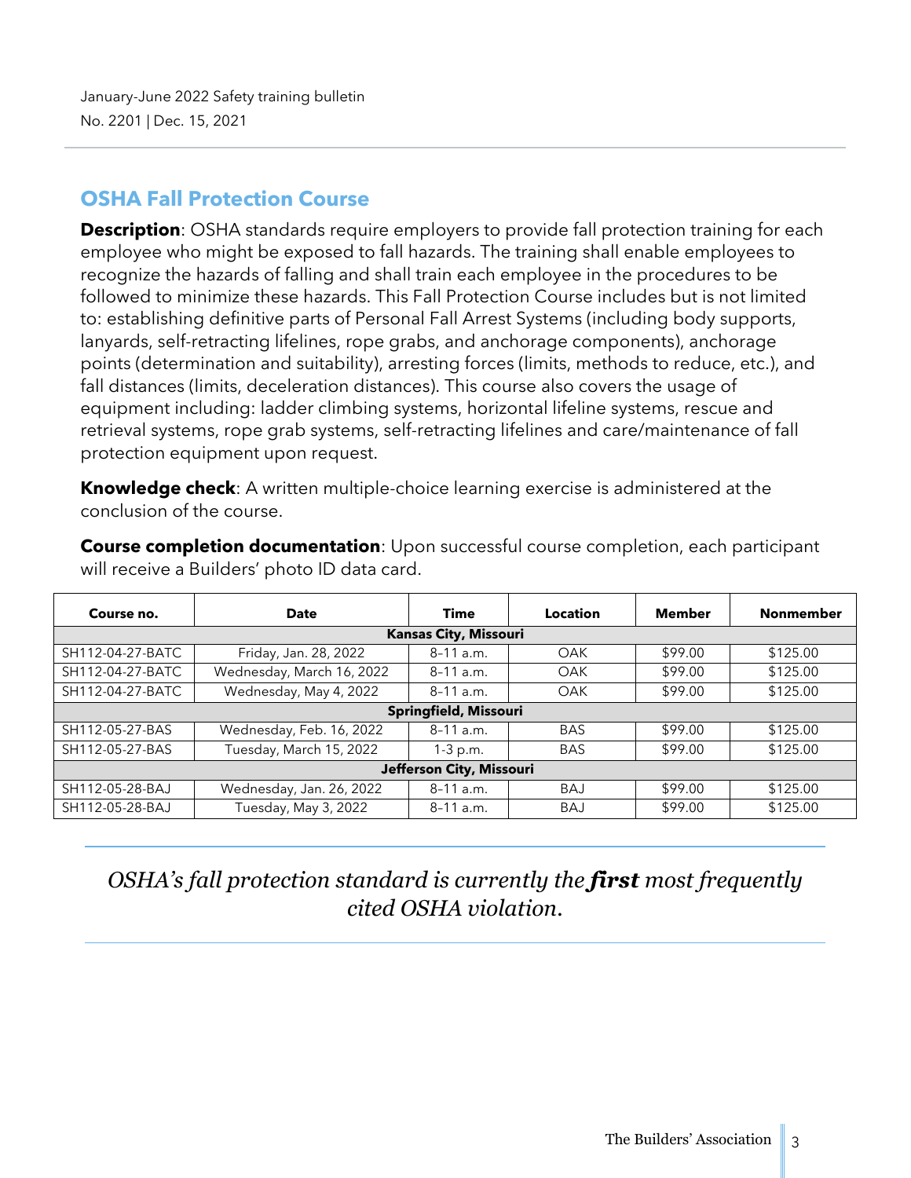January-June 2022 Safety training bulletin
No. 2201 | Dec. 15, 2021

## OSHA Fall Protection Course

**Description**: OSHA standards require employers to provide fall protection training for each employee who might be exposed to fall hazards. The training shall enable employees to recognize the hazards of falling and shall train each employee in the procedures to be followed to minimize these hazards. This Fall Protection Course includes but is not limited to: establishing definitive parts of Personal Fall Arrest Systems (including body supports, lanyards, self-retracting lifelines, rope grabs, and anchorage components), anchorage points (determination and suitability), arresting forces (limits, methods to reduce, etc.), and fall distances (limits, deceleration distances). This course also covers the usage of equipment including: ladder climbing systems, horizontal lifeline systems, rescue and retrieval systems, rope grab systems, self-retracting lifelines and care/maintenance of fall protection equipment upon request.

**Knowledge check**: A written multiple-choice learning exercise is administered at the conclusion of the course.

**Course completion documentation**: Upon successful course completion, each participant will receive a Builders' photo ID data card.

| Course no. | Date | Time | Location | Member | Nonmember |
|---|---|---|---|---|---|
| **Kansas City, Missouri** | | | | | |
| SH112-04-27-BATC | Friday, Jan. 28, 2022 | 8–11 a.m. | OAK | $99.00 | $125.00 |
| SH112-04-27-BATC | Wednesday, March 16, 2022 | 8–11 a.m. | OAK | $99.00 | $125.00 |
| SH112-04-27-BATC | Wednesday, May 4, 2022 | 8–11 a.m. | OAK | $99.00 | $125.00 |
| **Springfield, Missouri** | | | | | |
| SH112-05-27-BAS | Wednesday, Feb. 16, 2022 | 8–11 a.m. | BAS | $99.00 | $125.00 |
| SH112-05-27-BAS | Tuesday, March 15, 2022 | 1-3 p.m. | BAS | $99.00 | $125.00 |
| **Jefferson City, Missouri** | | | | | |
| SH112-05-28-BAJ | Wednesday, Jan. 26, 2022 | 8–11 a.m. | BAJ | $99.00 | $125.00 |
| SH112-05-28-BAJ | Tuesday, May 3, 2022 | 8–11 a.m. | BAJ | $99.00 | $125.00 |

*OSHA's fall protection standard is currently the **first** most frequently cited OSHA violation.*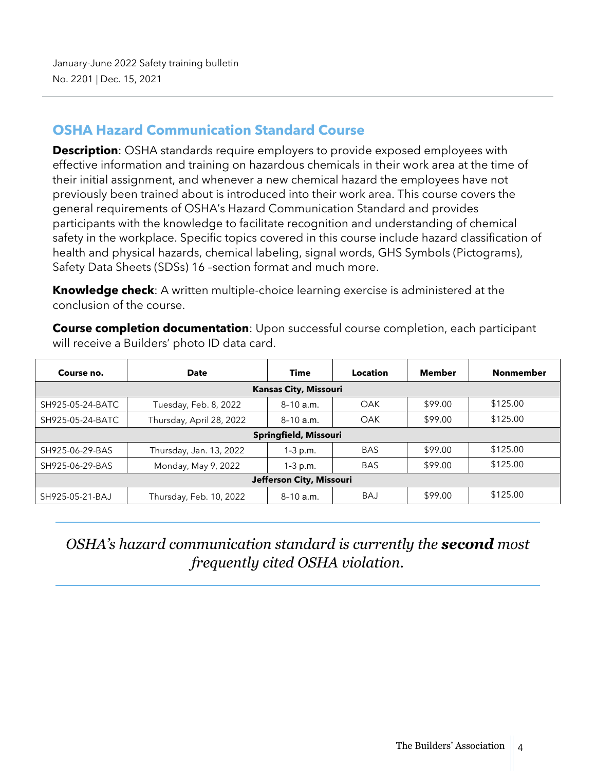January-June 2022 Safety training bulletin
No. 2201 | Dec. 15, 2021

## OSHA Hazard Communication Standard Course

**Description**: OSHA standards require employers to provide exposed employees with effective information and training on hazardous chemicals in their work area at the time of their initial assignment, and whenever a new chemical hazard the employees have not previously been trained about is introduced into their work area. This course covers the general requirements of OSHA's Hazard Communication Standard and provides participants with the knowledge to facilitate recognition and understanding of chemical safety in the workplace. Specific topics covered in this course include hazard classification of health and physical hazards, chemical labeling, signal words, GHS Symbols (Pictograms), Safety Data Sheets (SDSs) 16 –section format and much more.

**Knowledge check**: A written multiple-choice learning exercise is administered at the conclusion of the course.

**Course completion documentation**: Upon successful course completion, each participant will receive a Builders' photo ID data card.

| Course no. | Date | Time | Location | Member | Nonmember |
|---|---|---|---|---|---|
| **Kansas City, Missouri** | | | | | |
| SH925-05-24-BATC | Tuesday, Feb. 8, 2022 | 8–10 a.m. | OAK | $99.00 | $125.00 |
| SH925-05-24-BATC | Thursday, April 28, 2022 | 8–10 a.m. | OAK | $99.00 | $125.00 |
| **Springfield, Missouri** | | | | | |
| SH925-06-29-BAS | Thursday, Jan. 13, 2022 | 1-3 p.m. | BAS | $99.00 | $125.00 |
| SH925-06-29-BAS | Monday, May 9, 2022 | 1-3 p.m. | BAS | $99.00 | $125.00 |
| **Jefferson City, Missouri** | | | | | |
| SH925-05-21-BAJ | Thursday, Feb. 10, 2022 | 8–10 a.m. | BAJ | $99.00 | $125.00 |

*OSHA's hazard communication standard is currently the **second** most frequently cited OSHA violation.*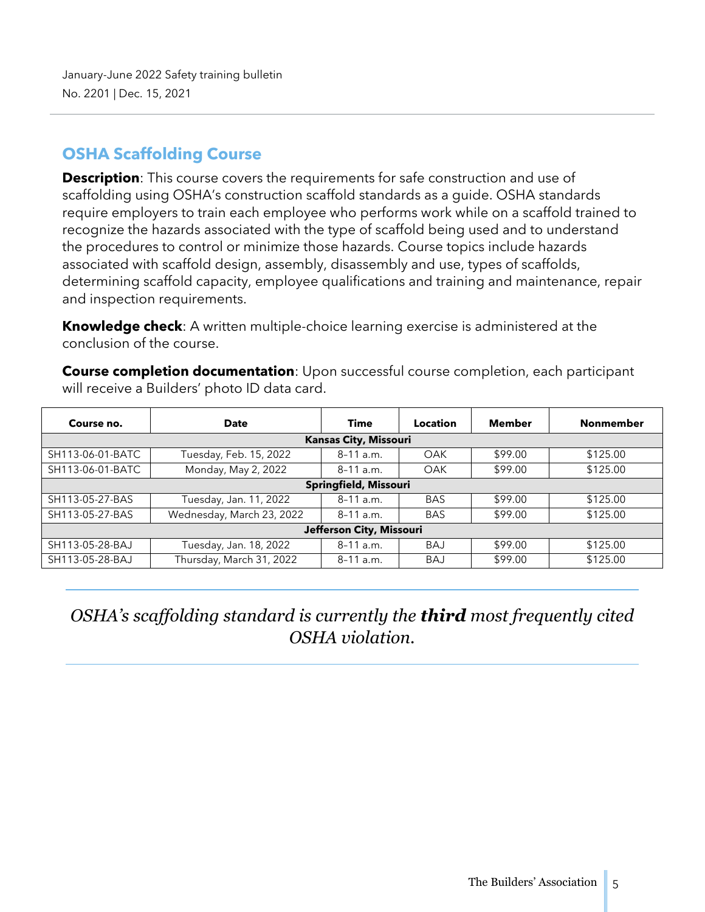## OSHA Scaffolding Course

**Description**: This course covers the requirements for safe construction and use of scaffolding using OSHA's construction scaffold standards as a guide. OSHA standards require employers to train each employee who performs work while on a scaffold trained to recognize the hazards associated with the type of scaffold being used and to understand the procedures to control or minimize those hazards. Course topics include hazards associated with scaffold design, assembly, disassembly and use, types of scaffolds, determining scaffold capacity, employee qualifications and training and maintenance, repair and inspection requirements.

**Knowledge check**: A written multiple-choice learning exercise is administered at the conclusion of the course.

**Course completion documentation**: Upon successful course completion, each participant will receive a Builders' photo ID data card.

| Course no. | Date | Time | Location | Member | Nonmember |
|---|---|---|---|---|---|
| **Kansas City, Missouri** | | | | | |
| SH113-06-01-BATC | Tuesday, Feb. 15, 2022 | 8-11 a.m. | OAK | $99.00 | $125.00 |
| SH113-06-01-BATC | Monday, May 2, 2022 | 8-11 a.m. | OAK | $99.00 | $125.00 |
| **Springfield, Missouri** | | | | | |
| SH113-05-27-BAS | Tuesday, Jan. 11, 2022 | 8-11 a.m. | BAS | $99.00 | $125.00 |
| SH113-05-27-BAS | Wednesday, March 23, 2022 | 8-11 a.m. | BAS | $99.00 | $125.00 |
| **Jefferson City, Missouri** | | | | | |
| SH113-05-28-BAJ | Tuesday, Jan. 18, 2022 | 8-11 a.m. | BAJ | $99.00 | $125.00 |
| SH113-05-28-BAJ | Thursday, March 31, 2022 | 8-11 a.m. | BAJ | $99.00 | $125.00 |

*OSHA's scaffolding standard is currently the **third** most frequently cited OSHA violation.*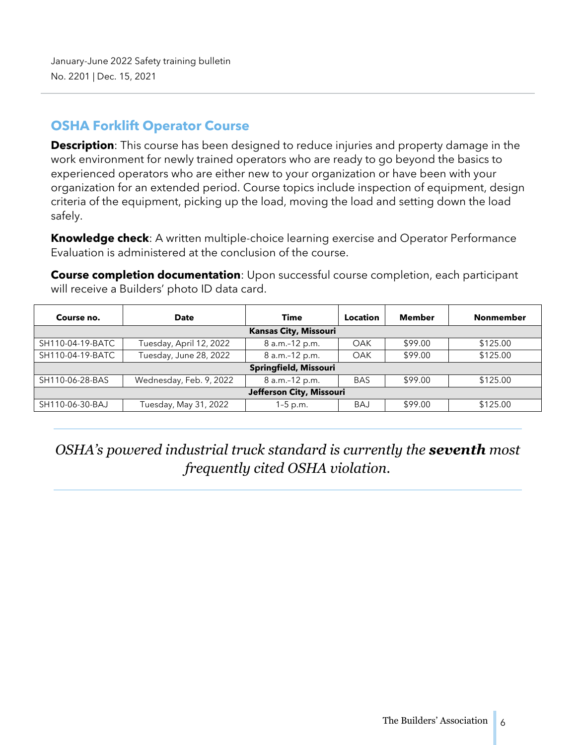## OSHA Forklift Operator Course

**Description**: This course has been designed to reduce injuries and property damage in the work environment for newly trained operators who are ready to go beyond the basics to experienced operators who are either new to your organization or have been with your organization for an extended period. Course topics include inspection of equipment, design criteria of the equipment, picking up the load, moving the load and setting down the load safely.

**Knowledge check**: A written multiple-choice learning exercise and Operator Performance Evaluation is administered at the conclusion of the course.

**Course completion documentation**: Upon successful course completion, each participant will receive a Builders' photo ID data card.

| Course no. | Date | Time | Location | Member | Nonmember |
|---|---|---|---|---|---|
| **Kansas City, Missouri** | | | | | |
| SH110-04-19-BATC | Tuesday, April 12, 2022 | 8 a.m.–12 p.m. | OAK | $99.00 | $125.00 |
| SH110-04-19-BATC | Tuesday, June 28, 2022 | 8 a.m.–12 p.m. | OAK | $99.00 | $125.00 |
| **Springfield, Missouri** | | | | | |
| SH110-06-28-BAS | Wednesday, Feb. 9, 2022 | 8 a.m.–12 p.m. | BAS | $99.00 | $125.00 |
| **Jefferson City, Missouri** | | | | | |
| SH110-06-30-BAJ | Tuesday, May 31, 2022 | 1–5 p.m. | BAJ | $99.00 | $125.00 |

*OSHA's powered industrial truck standard is currently the* ***seventh*** *most frequently cited OSHA violation.*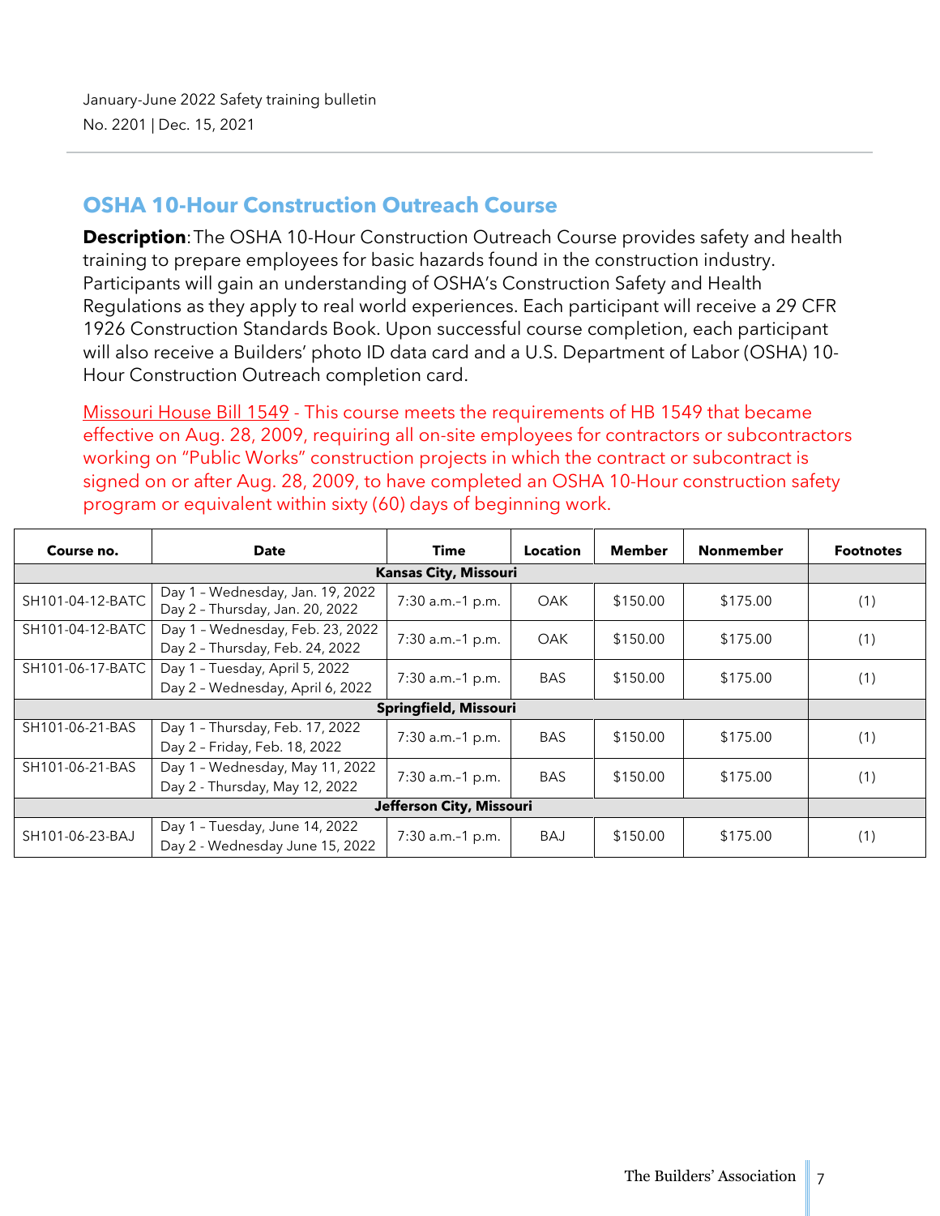January-June 2022 Safety training bulletin
No. 2201 | Dec. 15, 2021

## OSHA 10-Hour Construction Outreach Course

**Description**: The OSHA 10-Hour Construction Outreach Course provides safety and health training to prepare employees for basic hazards found in the construction industry. Participants will gain an understanding of OSHA's Construction Safety and Health Regulations as they apply to real world experiences. Each participant will receive a 29 CFR 1926 Construction Standards Book. Upon successful course completion, each participant will also receive a Builders' photo ID data card and a U.S. Department of Labor (OSHA) 10-Hour Construction Outreach completion card.

Missouri House Bill 1549 - This course meets the requirements of HB 1549 that became effective on Aug. 28, 2009, requiring all on-site employees for contractors or subcontractors working on "Public Works" construction projects in which the contract or subcontract is signed on or after Aug. 28, 2009, to have completed an OSHA 10-Hour construction safety program or equivalent within sixty (60) days of beginning work.

| Course no. | Date | Time | Location | Member | Nonmember | Footnotes |
|---|---|---|---|---|---|---|
| **Kansas City, Missouri** | | | | | | |
| SH101-04-12-BATC | Day 1 – Wednesday, Jan. 19, 2022<br>Day 2 – Thursday, Jan. 20, 2022 | 7:30 a.m.–1 p.m. | OAK | $150.00 | $175.00 | (1) |
| SH101-04-12-BATC | Day 1 – Wednesday, Feb. 23, 2022<br>Day 2 – Thursday, Feb. 24, 2022 | 7:30 a.m.–1 p.m. | OAK | $150.00 | $175.00 | (1) |
| SH101-06-17-BATC | Day 1 – Tuesday, April 5, 2022<br>Day 2 – Wednesday, April 6, 2022 | 7:30 a.m.–1 p.m. | BAS | $150.00 | $175.00 | (1) |
| **Springfield, Missouri** | | | | | | |
| SH101-06-21-BAS | Day 1 – Thursday, Feb. 17, 2022<br>Day 2 – Friday, Feb. 18, 2022 | 7:30 a.m.–1 p.m. | BAS | $150.00 | $175.00 | (1) |
| SH101-06-21-BAS | Day 1 – Wednesday, May 11, 2022<br>Day 2 - Thursday, May 12, 2022 | 7:30 a.m.–1 p.m. | BAS | $150.00 | $175.00 | (1) |
| **Jefferson City, Missouri** | | | | | | |
| SH101-06-23-BAJ | Day 1 – Tuesday, June 14, 2022<br>Day 2 - Wednesday June 15, 2022 | 7:30 a.m.–1 p.m. | BAJ | $150.00 | $175.00 | (1) |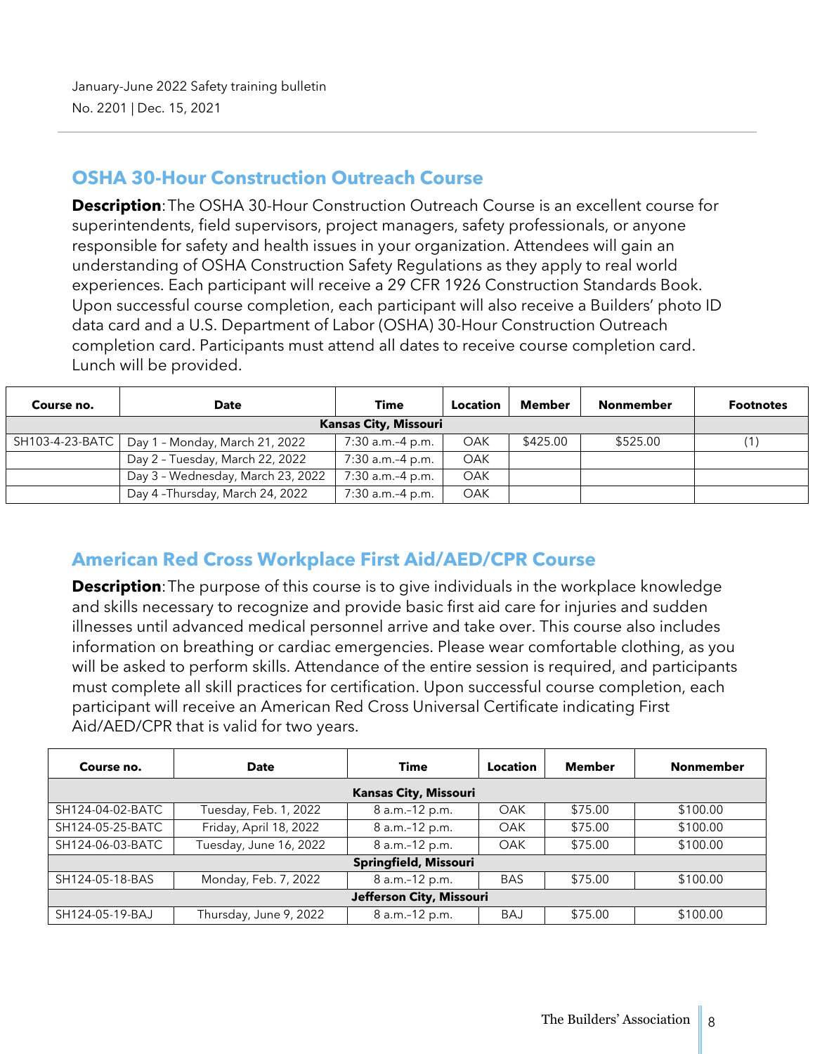January-June 2022 Safety training bulletin
No. 2201 | Dec. 15, 2021

## OSHA 30-Hour Construction Outreach Course

**Description**: The OSHA 30-Hour Construction Outreach Course is an excellent course for superintendents, field supervisors, project managers, safety professionals, or anyone responsible for safety and health issues in your organization. Attendees will gain an understanding of OSHA Construction Safety Regulations as they apply to real world experiences. Each participant will receive a 29 CFR 1926 Construction Standards Book. Upon successful course completion, each participant will also receive a Builders' photo ID data card and a U.S. Department of Labor (OSHA) 30-Hour Construction Outreach completion card. Participants must attend all dates to receive course completion card. Lunch will be provided.

| Course no. | Date | Time | Location | Member | Nonmember | Footnotes |
|---|---|---|---|---|---|---|
| **Kansas City, Missouri** | | | | | | |
| SH103-4-23-BATC | Day 1 – Monday, March 21, 2022 | 7:30 a.m.–4 p.m. | OAK | $425.00 | $525.00 | (1) |
| | Day 2 – Tuesday, March 22, 2022 | 7:30 a.m.–4 p.m. | OAK | | | |
| | Day 3 – Wednesday, March 23, 2022 | 7:30 a.m.–4 p.m. | OAK | | | |
| | Day 4 –Thursday, March 24, 2022 | 7:30 a.m.–4 p.m. | OAK | | | |

## American Red Cross Workplace First Aid/AED/CPR Course

**Description**: The purpose of this course is to give individuals in the workplace knowledge and skills necessary to recognize and provide basic first aid care for injuries and sudden illnesses until advanced medical personnel arrive and take over. This course also includes information on breathing or cardiac emergencies. Please wear comfortable clothing, as you will be asked to perform skills. Attendance of the entire session is required, and participants must complete all skill practices for certification. Upon successful course completion, each participant will receive an American Red Cross Universal Certificate indicating First Aid/AED/CPR that is valid for two years.

| Course no. | Date | Time | Location | Member | Nonmember |
|---|---|---|---|---|---|
| **Kansas City, Missouri** | | | | | |
| SH124-04-02-BATC | Tuesday, Feb. 1, 2022 | 8 a.m.–12 p.m. | OAK | $75.00 | $100.00 |
| SH124-05-25-BATC | Friday, April 18, 2022 | 8 a.m.–12 p.m. | OAK | $75.00 | $100.00 |
| SH124-06-03-BATC | Tuesday, June 16, 2022 | 8 a.m.–12 p.m. | OAK | $75.00 | $100.00 |
| **Springfield, Missouri** | | | | | |
| SH124-05-18-BAS | Monday, Feb. 7, 2022 | 8 a.m.–12 p.m. | BAS | $75.00 | $100.00 |
| **Jefferson City, Missouri** | | | | | |
| SH124-05-19-BAJ | Thursday, June 9, 2022 | 8 a.m.–12 p.m. | BAJ | $75.00 | $100.00 |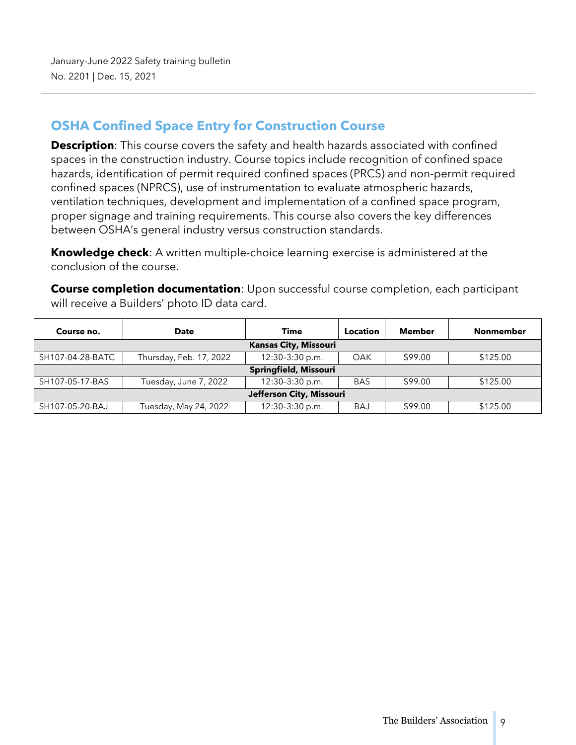## OSHA Confined Space Entry for Construction Course

**Description**: This course covers the safety and health hazards associated with confined spaces in the construction industry. Course topics include recognition of confined space hazards, identification of permit required confined spaces (PRCS) and non-permit required confined spaces (NPRCS), use of instrumentation to evaluate atmospheric hazards, ventilation techniques, development and implementation of a confined space program, proper signage and training requirements. This course also covers the key differences between OSHA's general industry versus construction standards.

**Knowledge check**: A written multiple-choice learning exercise is administered at the conclusion of the course.

**Course completion documentation**: Upon successful course completion, each participant will receive a Builders' photo ID data card.

| Course no. | Date | Time | Location | Member | Nonmember |
|---|---|---|---|---|---|
| **Kansas City, Missouri** | | | | | |
| SH107-04-28-BATC | Thursday, Feb. 17, 2022 | 12:30–3:30 p.m. | OAK | $99.00 | $125.00 |
| **Springfield, Missouri** | | | | | |
| SH107-05-17-BAS | Tuesday, June 7, 2022 | 12:30–3:30 p.m. | BAS | $99.00 | $125.00 |
| **Jefferson City, Missouri** | | | | | |
| SH107-05-20-BAJ | Tuesday, May 24, 2022 | 12:30–3:30 p.m. | BAJ | $99.00 | $125.00 |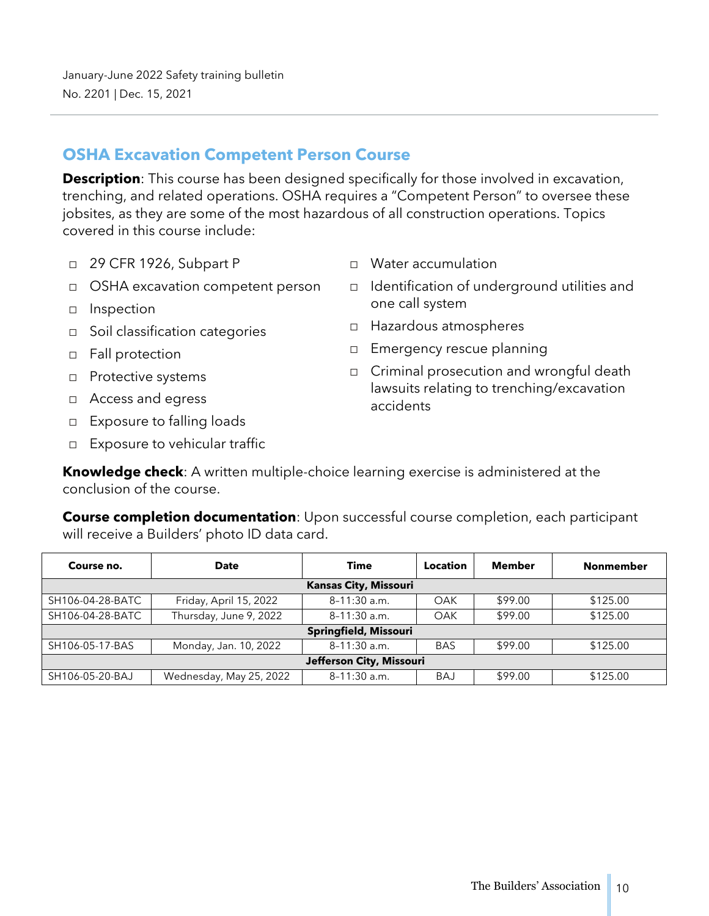## OSHA Excavation Competent Person Course

**Description**: This course has been designed specifically for those involved in excavation, trenching, and related operations. OSHA requires a "Competent Person" to oversee these jobsites, as they are some of the most hazardous of all construction operations. Topics covered in this course include:

- 29 CFR 1926, Subpart P
- OSHA excavation competent person
- Inspection
- Soil classification categories
- Fall protection
- Protective systems
- Access and egress
- Exposure to falling loads
- Exposure to vehicular traffic
- Water accumulation
- Identification of underground utilities and one call system
- Hazardous atmospheres
- Emergency rescue planning
- Criminal prosecution and wrongful death lawsuits relating to trenching/excavation accidents

**Knowledge check**: A written multiple-choice learning exercise is administered at the conclusion of the course.

**Course completion documentation**: Upon successful course completion, each participant will receive a Builders' photo ID data card.

| Course no. | Date | Time | Location | Member | Nonmember |
|---|---|---|---|---|---|
| **Kansas City, Missouri** | | | | | |
| SH106-04-28-BATC | Friday, April 15, 2022 | 8–11:30 a.m. | OAK | $99.00 | $125.00 |
| SH106-04-28-BATC | Thursday, June 9, 2022 | 8–11:30 a.m. | OAK | $99.00 | $125.00 |
| **Springfield, Missouri** | | | | | |
| SH106-05-17-BAS | Monday, Jan. 10, 2022 | 8–11:30 a.m. | BAS | $99.00 | $125.00 |
| **Jefferson City, Missouri** | | | | | |
| SH106-05-20-BAJ | Wednesday, May 25, 2022 | 8–11:30 a.m. | BAJ | $99.00 | $125.00 |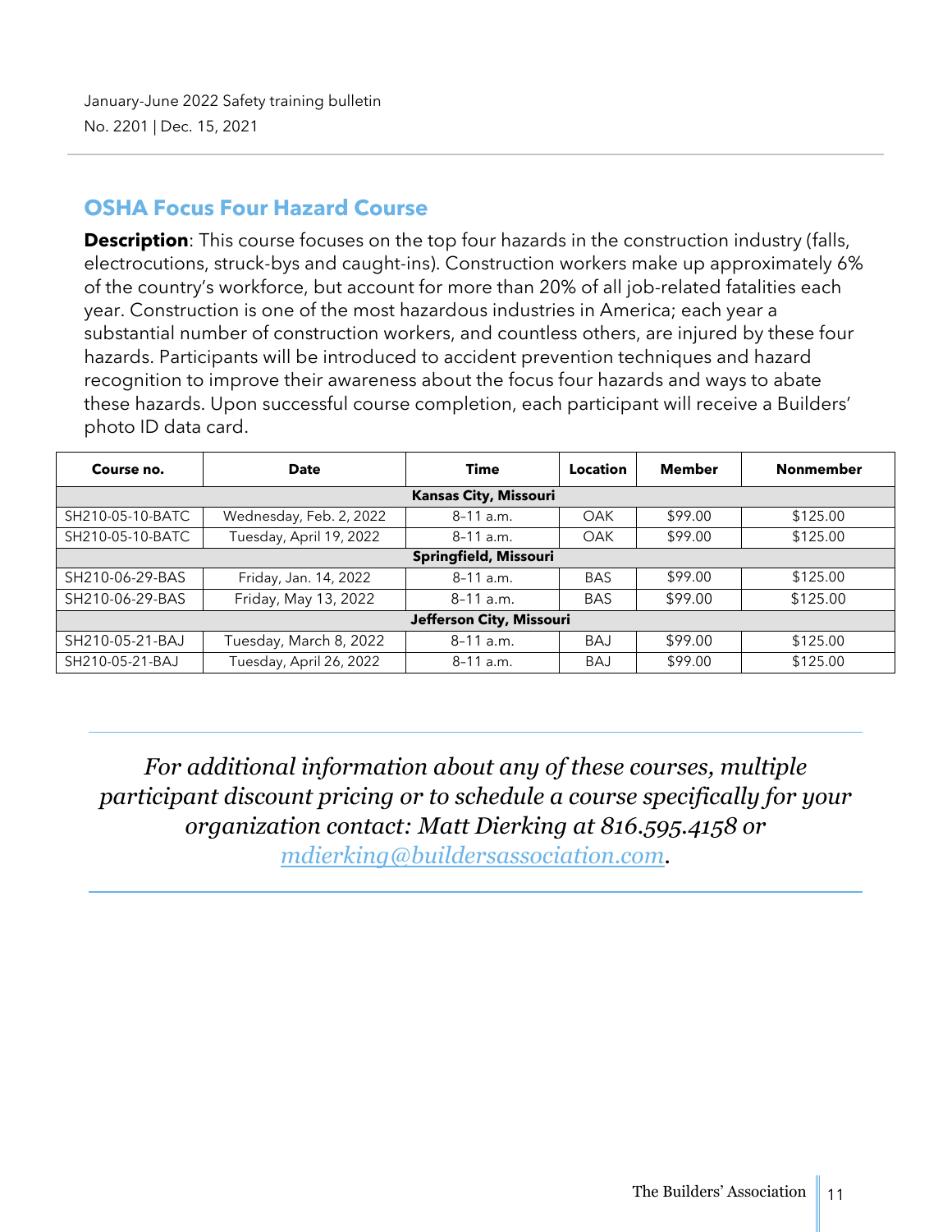## OSHA Focus Four Hazard Course

**Description**: This course focuses on the top four hazards in the construction industry (falls, electrocutions, struck-bys and caught-ins). Construction workers make up approximately 6% of the country's workforce, but account for more than 20% of all job-related fatalities each year. Construction is one of the most hazardous industries in America; each year a substantial number of construction workers, and countless others, are injured by these four hazards. Participants will be introduced to accident prevention techniques and hazard recognition to improve their awareness about the focus four hazards and ways to abate these hazards. Upon successful course completion, each participant will receive a Builders' photo ID data card.

| Course no. | Date | Time | Location | Member | Nonmember |
|---|---|---|---|---|---|
| **Kansas City, Missouri** | | | | | |
| SH210-05-10-BATC | Wednesday, Feb. 2, 2022 | 8–11 a.m. | OAK | $99.00 | $125.00 |
| SH210-05-10-BATC | Tuesday, April 19, 2022 | 8–11 a.m. | OAK | $99.00 | $125.00 |
| **Springfield, Missouri** | | | | | |
| SH210-06-29-BAS | Friday, Jan. 14, 2022 | 8–11 a.m. | BAS | $99.00 | $125.00 |
| SH210-06-29-BAS | Friday, May 13, 2022 | 8–11 a.m. | BAS | $99.00 | $125.00 |
| **Jefferson City, Missouri** | | | | | |
| SH210-05-21-BAJ | Tuesday, March 8, 2022 | 8–11 a.m. | BAJ | $99.00 | $125.00 |
| SH210-05-21-BAJ | Tuesday, April 26, 2022 | 8–11 a.m. | BAJ | $99.00 | $125.00 |

---

*For additional information about any of these courses, multiple participant discount pricing or to schedule a course specifically for your organization contact: Matt Dierking at 816.595.4158 or mdierking@buildersassociation.com.*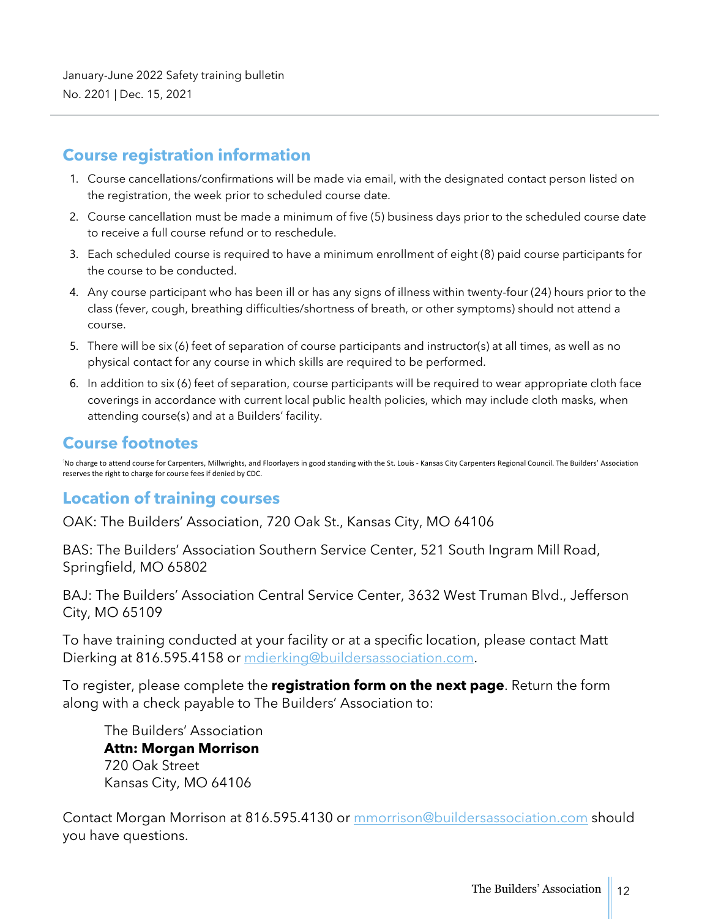## Course registration information

1. Course cancellations/confirmations will be made via email, with the designated contact person listed on the registration, the week prior to scheduled course date.
2. Course cancellation must be made a minimum of five (5) business days prior to the scheduled course date to receive a full course refund or to reschedule.
3. Each scheduled course is required to have a minimum enrollment of eight (8) paid course participants for the course to be conducted.
4. Any course participant who has been ill or has any signs of illness within twenty-four (24) hours prior to the class (fever, cough, breathing difficulties/shortness of breath, or other symptoms) should not attend a course.
5. There will be six (6) feet of separation of course participants and instructor(s) at all times, as well as no physical contact for any course in which skills are required to be performed.
6. In addition to six (6) feet of separation, course participants will be required to wear appropriate cloth face coverings in accordance with current local public health policies, which may include cloth masks, when attending course(s) and at a Builders' facility.

## Course footnotes

[1]No charge to attend course for Carpenters, Millwrights, and Floorlayers in good standing with the St. Louis - Kansas City Carpenters Regional Council. The Builders' Association reserves the right to charge for course fees if denied by CDC.

## Location of training courses

OAK: The Builders' Association, 720 Oak St., Kansas City, MO 64106

BAS: The Builders' Association Southern Service Center, 521 South Ingram Mill Road, Springfield, MO 65802

BAJ: The Builders' Association Central Service Center, 3632 West Truman Blvd., Jefferson City, MO 65109

To have training conducted at your facility or at a specific location, please contact Matt Dierking at 816.595.4158 or mdierking@buildersassociation.com.

To register, please complete the **registration form on the next page**. Return the form along with a check payable to The Builders' Association to:

> The Builders' Association
> **Attn: Morgan Morrison**
> 720 Oak Street
> Kansas City, MO 64106

Contact Morgan Morrison at 816.595.4130 or mmorrison@buildersassociation.com should you have questions.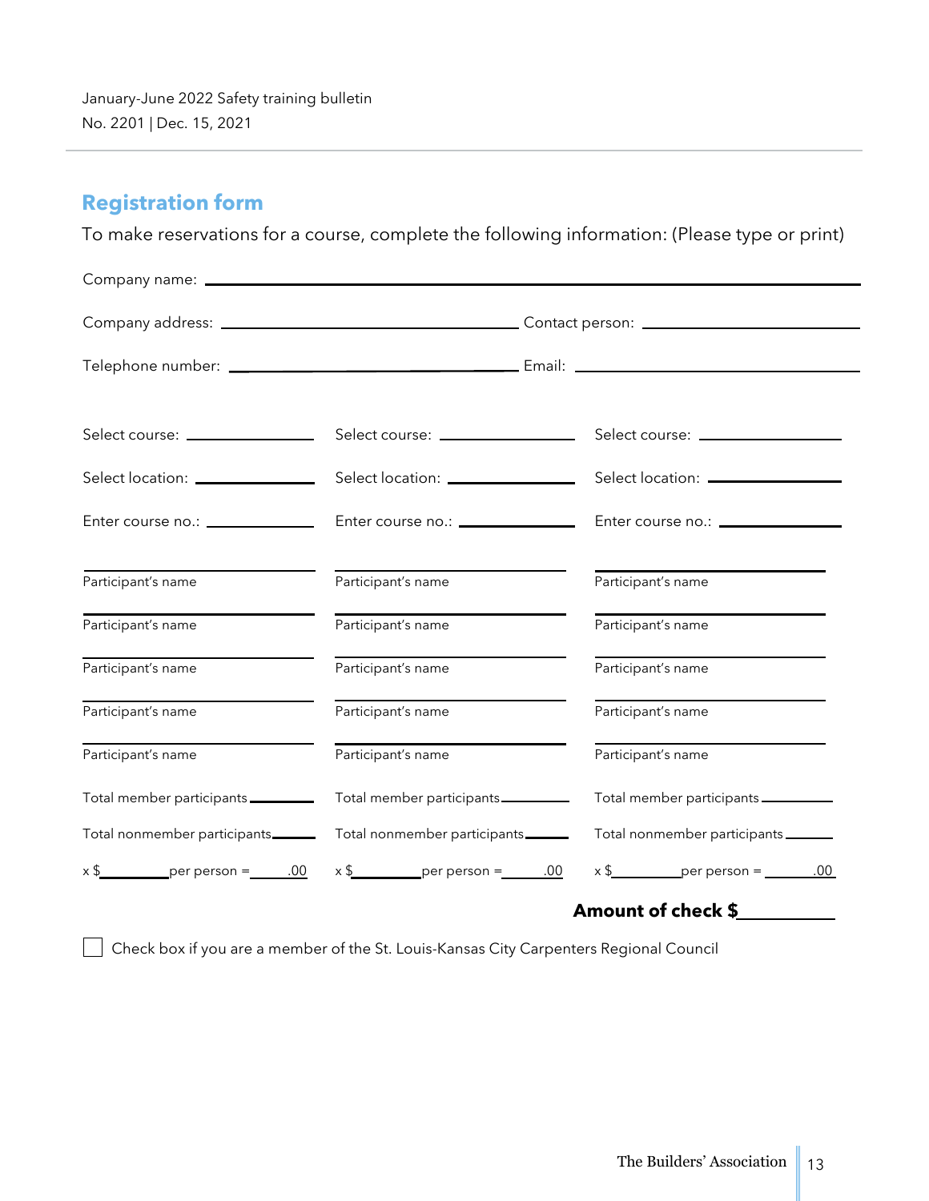## Registration form

To make reservations for a course, complete the following information: (Please type or print)

Company name: ______________________________

Company address: ______________________ Contact person: ______________________

Telephone number: ______________________ Email: ______________________

| | | |
|---|---|---|
| Select course: __________ | Select course: __________ | Select course: __________ |
| Select location: __________ | Select location: __________ | Select location: __________ |
| Enter course no.: __________ | Enter course no.: __________ | Enter course no.: __________ |
| Participant's name | Participant's name | Participant's name |
| Participant's name | Participant's name | Participant's name |
| Participant's name | Participant's name | Participant's name |
| Participant's name | Participant's name | Participant's name |
| Participant's name | Participant's name | Participant's name |
| Total member participants ______ | Total member participants ______ | Total member participants ______ |
| Total nonmember participants ______ | Total nonmember participants ______ | Total nonmember participants ______ |
| x $______ per person = ______.00 | x $______ per person = ______.00 | x $______ per person = ______.00 |

**Amount of check $**__________

☐ Check box if you are a member of the St. Louis-Kansas City Carpenters Regional Council